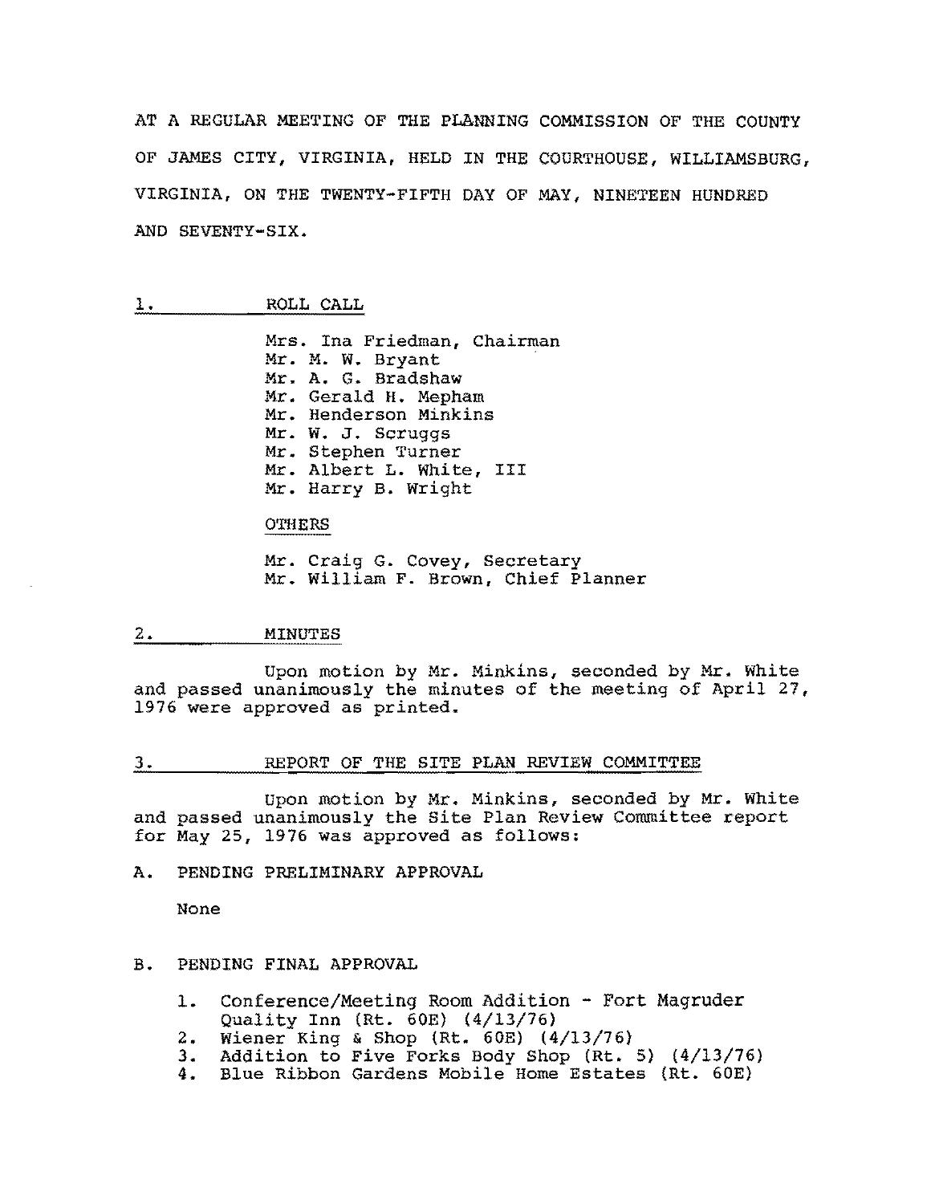AT A REGULAR MEETING OF THE PLANNING COMMISSION OF THE COUNTY OF JAMES CITY, VIRGINIA, HELD IN THE COURTHOUSE, WILLIAMSBURG, VIRGINIA, ON THE TWENTY-FIFTH DAY OF MAY, NINETEEN HUNDRED AND SEVENTY-SIX.

## 1. ROLL CALL

Mrs. Ina Friedman, Chairman
Mr. M. W. Bryant
Mr. A. G. Bradshaw
Mr. Gerald H. Mepham
Mr. Henderson Minkins
Mr. W. J. Scruggs
Mr. Stephen Turner
Mr. Albert L. White, III
Mr. Harry B. Wright

OTHERS

Mr. Craig G. Covey, Secretary
Mr. William F. Brown, Chief Planner

## 2. MINUTES

Upon motion by Mr. Minkins, seconded by Mr. White and passed unanimously the minutes of the meeting of April 27, 1976 were approved as printed.

## 3. REPORT OF THE SITE PLAN REVIEW COMMITTEE

Upon motion by Mr. Minkins, seconded by Mr. White and passed unanimously the Site Plan Review Committee report for May 25, 1976 was approved as follows:

A. PENDING PRELIMINARY APPROVAL

None

B. PENDING FINAL APPROVAL

1. Conference/Meeting Room Addition - Fort Magruder Quality Inn (Rt. 60E) (4/13/76)
2. Wiener King & Shop (Rt. 60E) (4/13/76)
3. Addition to Five Forks Body Shop (Rt. 5) (4/13/76)
4. Blue Ribbon Gardens Mobile Home Estates (Rt. 60E)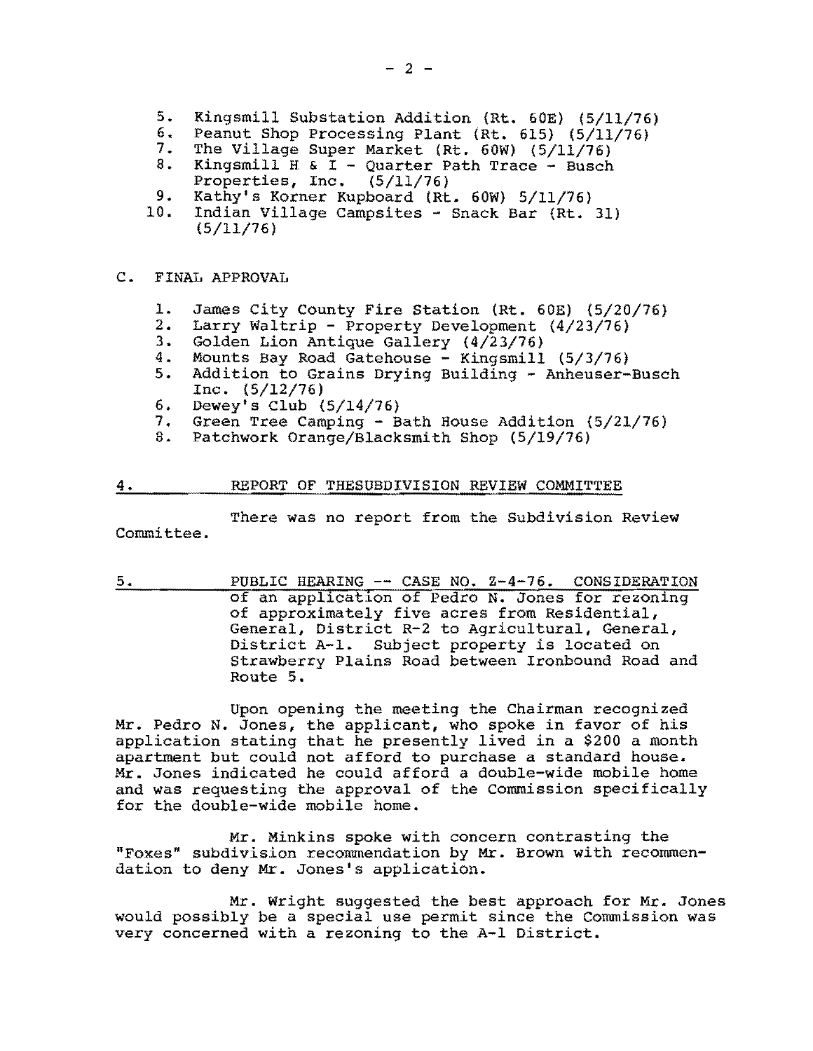5. Kingsmill Substation Addition (Rt. 60E) (5/11/76)
6. Peanut Shop Processing Plant (Rt. 615) (5/11/76)
7. The Village Super Market (Rt. 60W) (5/11/76)
8. Kingsmill H & I - Quarter Path Trace - Busch Properties, Inc. (5/11/76)
9. Kathy's Korner Kupboard (Rt. 60W) 5/11/76)
10. Indian Village Campsites - Snack Bar (Rt. 31) (5/11/76)

C. FINAL APPROVAL

1. James City County Fire Station (Rt. 60E) (5/20/76)
2. Larry Waltrip - Property Development (4/23/76)
3. Golden Lion Antique Gallery (4/23/76)
4. Mounts Bay Road Gatehouse - Kingsmill (5/3/76)
5. Addition to Grains Drying Building - Anheuser-Busch Inc. (5/12/76)
6. Dewey's Club (5/14/76)
7. Green Tree Camping - Bath House Addition (5/21/76)
8. Patchwork Orange/Blacksmith Shop (5/19/76)

4. REPORT OF THESUBDIVISION REVIEW COMMITTEE

There was no report from the Subdivision Review Committee.

5. PUBLIC HEARING -- CASE NO. Z-4-76. CONSIDERATION of an application of Pedro N. Jones for rezoning of approximately five acres from Residential, General, District R-2 to Agricultural, General, District A-1. Subject property is located on Strawberry Plains Road between Ironbound Road and Route 5.

Upon opening the meeting the Chairman recognized Mr. Pedro N. Jones, the applicant, who spoke in favor of his application stating that he presently lived in a $200 a month apartment but could not afford to purchase a standard house. Mr. Jones indicated he could afford a double-wide mobile home and was requesting the approval of the Commission specifically for the double-wide mobile home.

Mr. Minkins spoke with concern contrasting the "Foxes" subdivision recommendation by Mr. Brown with recommendation to deny Mr. Jones's application.

Mr. Wright suggested the best approach for Mr. Jones would possibly be a special use permit since the Commission was very concerned with a rezoning to the A-1 District.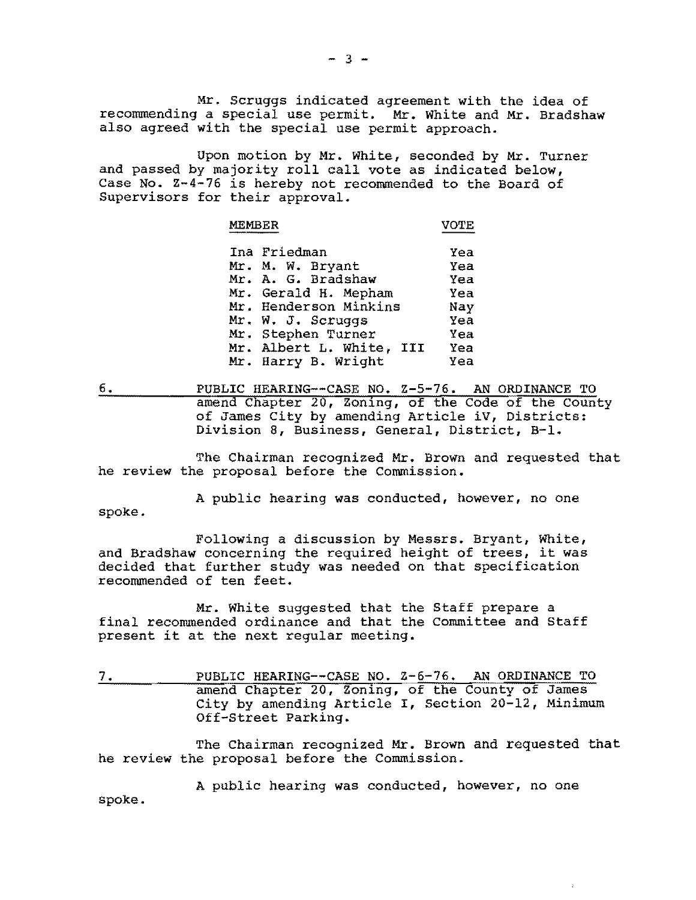Mr. Scruggs indicated agreement with the idea of recommending a special use permit. Mr. White and Mr. Bradshaw also agreed with the special use permit approach.

Upon motion by Mr. White, seconded by Mr. Turner and passed by majority roll call vote as indicated below, Case No. Z-4-76 is hereby not recommended to the Board of Supervisors for their approval.

| MEMBER | VOTE |
|---|---|
| Ina Friedman | Yea |
| Mr. M. W. Bryant | Yea |
| Mr. A. G. Bradshaw | Yea |
| Mr. Gerald H. Mepham | Yea |
| Mr. Henderson Minkins | Nay |
| Mr. W. J. Scruggs | Yea |
| Mr. Stephen Turner | Yea |
| Mr. Albert L. White, III | Yea |
| Mr. Harry B. Wright | Yea |

6. PUBLIC HEARING--CASE NO. Z-5-76. AN ORDINANCE TO amend Chapter 20, Zoning, of the Code of the County of James City by amending Article iV, Districts: Division 8, Business, General, District, B-1.

The Chairman recognized Mr. Brown and requested that he review the proposal before the Commission.

A public hearing was conducted, however, no one spoke.

Following a discussion by Messrs. Bryant, White, and Bradshaw concerning the required height of trees, it was decided that further study was needed on that specification recommended of ten feet.

Mr. White suggested that the Staff prepare a final recommended ordinance and that the Committee and Staff present it at the next regular meeting.

7. PUBLIC HEARING--CASE NO. Z-6-76. AN ORDINANCE TO amend Chapter 20, Zoning, of the County of James City by amending Article I, Section 20-12, Minimum Off-Street Parking.

The Chairman recognized Mr. Brown and requested that he review the proposal before the Commission.

A public hearing was conducted, however, no one spoke.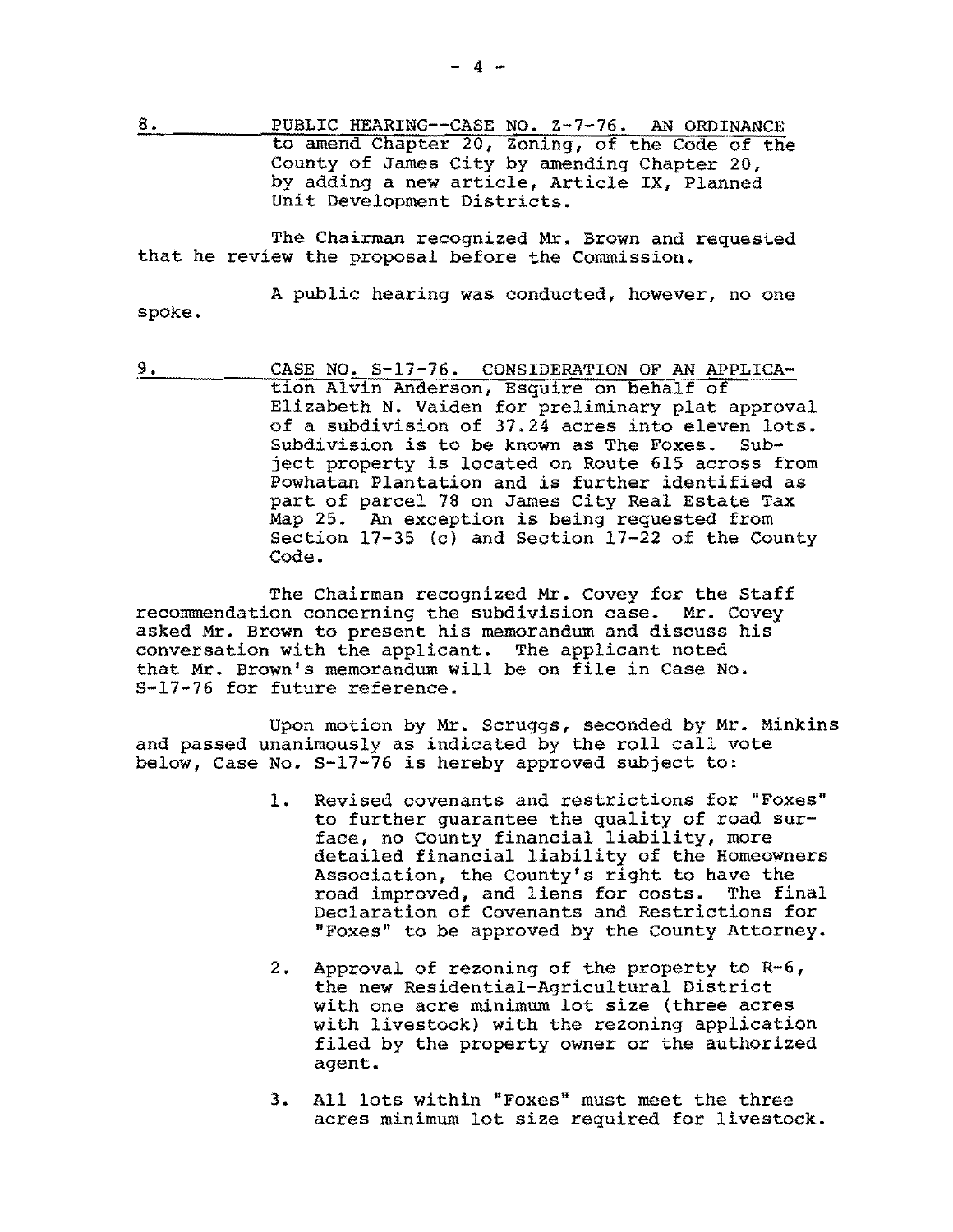8. PUBLIC HEARING--CASE NO. Z-7-76. AN ORDINANCE to amend Chapter 20, Zoning, of the Code of the County of James City by amending Chapter 20, by adding a new article, Article IX, Planned Unit Development Districts.

The Chairman recognized Mr. Brown and requested that he review the proposal before the Commission.

A public hearing was conducted, however, no one spoke.

9. CASE NO. S-17-76. CONSIDERATION OF AN APPLICAtion Alvin Anderson, Esquire on behalf of Elizabeth N. Vaiden for preliminary plat approval of a subdivision of 37.24 acres into eleven lots. Subdivision is to be known as The Foxes. Subject property is located on Route 615 across from Powhatan Plantation and is further identified as part of parcel 78 on James City Real Estate Tax Map 25. An exception is being requested from Section 17-35 (c) and Section 17-22 of the County Code.

The Chairman recognized Mr. Covey for the Staff recommendation concerning the subdivision case. Mr. Covey asked Mr. Brown to present his memorandum and discuss his conversation with the applicant. The applicant noted that Mr. Brown's memorandum will be on file in Case No. S-17-76 for future reference.

Upon motion by Mr. Scruggs, seconded by Mr. Minkins and passed unanimously as indicated by the roll call vote below, Case No. S-17-76 is hereby approved subject to:

1. Revised covenants and restrictions for "Foxes" to further guarantee the quality of road surface, no County financial liability, more detailed financial liability of the Homeowners Association, the County's right to have the road improved, and liens for costs. The final Declaration of Covenants and Restrictions for "Foxes" to be approved by the County Attorney.

2. Approval of rezoning of the property to R-6, the new Residential-Agricultural District with one acre minimum lot size (three acres with livestock) with the rezoning application filed by the property owner or the authorized agent.

3. All lots within "Foxes" must meet the three acres minimum lot size required for livestock.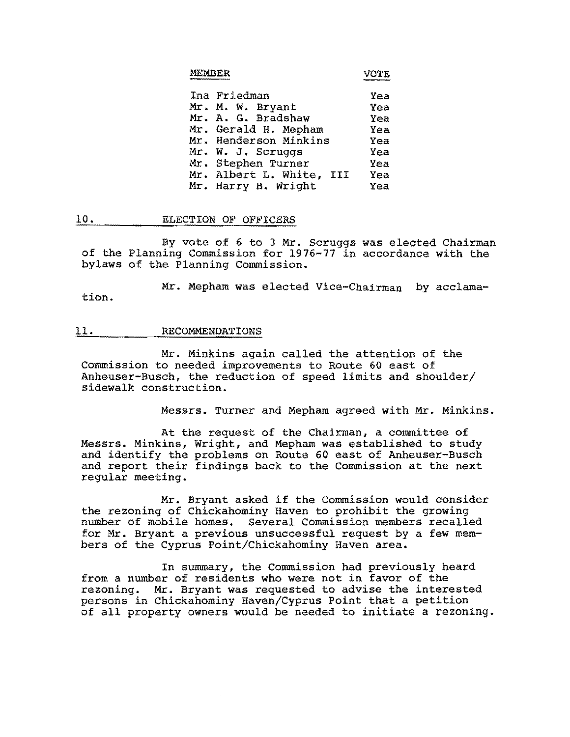| MEMBER | VOTE |
|---|---|
| Ina Friedman | Yea |
| Mr. M. W. Bryant | Yea |
| Mr. A. G. Bradshaw | Yea |
| Mr. Gerald H. Mepham | Yea |
| Mr. Henderson Minkins | Yea |
| Mr. W. J. Scruggs | Yea |
| Mr. Stephen Turner | Yea |
| Mr. Albert L. White, III | Yea |
| Mr. Harry B. Wright | Yea |

## 10. ELECTION OF OFFICERS

By vote of 6 to 3 Mr. Scruggs was elected Chairman of the Planning Commission for 1976-77 in accordance with the bylaws of the Planning Commission.

Mr. Mepham was elected Vice-Chairman by acclamation.

## 11. RECOMMENDATIONS

Mr. Minkins again called the attention of the Commission to needed improvements to Route 60 east of Anheuser-Busch, the reduction of speed limits and shoulder/sidewalk construction.

Messrs. Turner and Mepham agreed with Mr. Minkins.

At the request of the Chairman, a committee of Messrs. Minkins, Wright, and Mepham was established to study and identify the problems on Route 60 east of Anheuser-Busch and report their findings back to the Commission at the next regular meeting.

Mr. Bryant asked if the Commission would consider the rezoning of Chickahominy Haven to prohibit the growing number of mobile homes. Several Commission members recalled for Mr. Bryant a previous unsuccessful request by a few members of the Cyprus Point/Chickahominy Haven area.

In summary, the Commission had previously heard from a number of residents who were not in favor of the rezoning. Mr. Bryant was requested to advise the interested persons in Chickahominy Haven/Cyprus Point that a petition of all property owners would be needed to initiate a rezoning.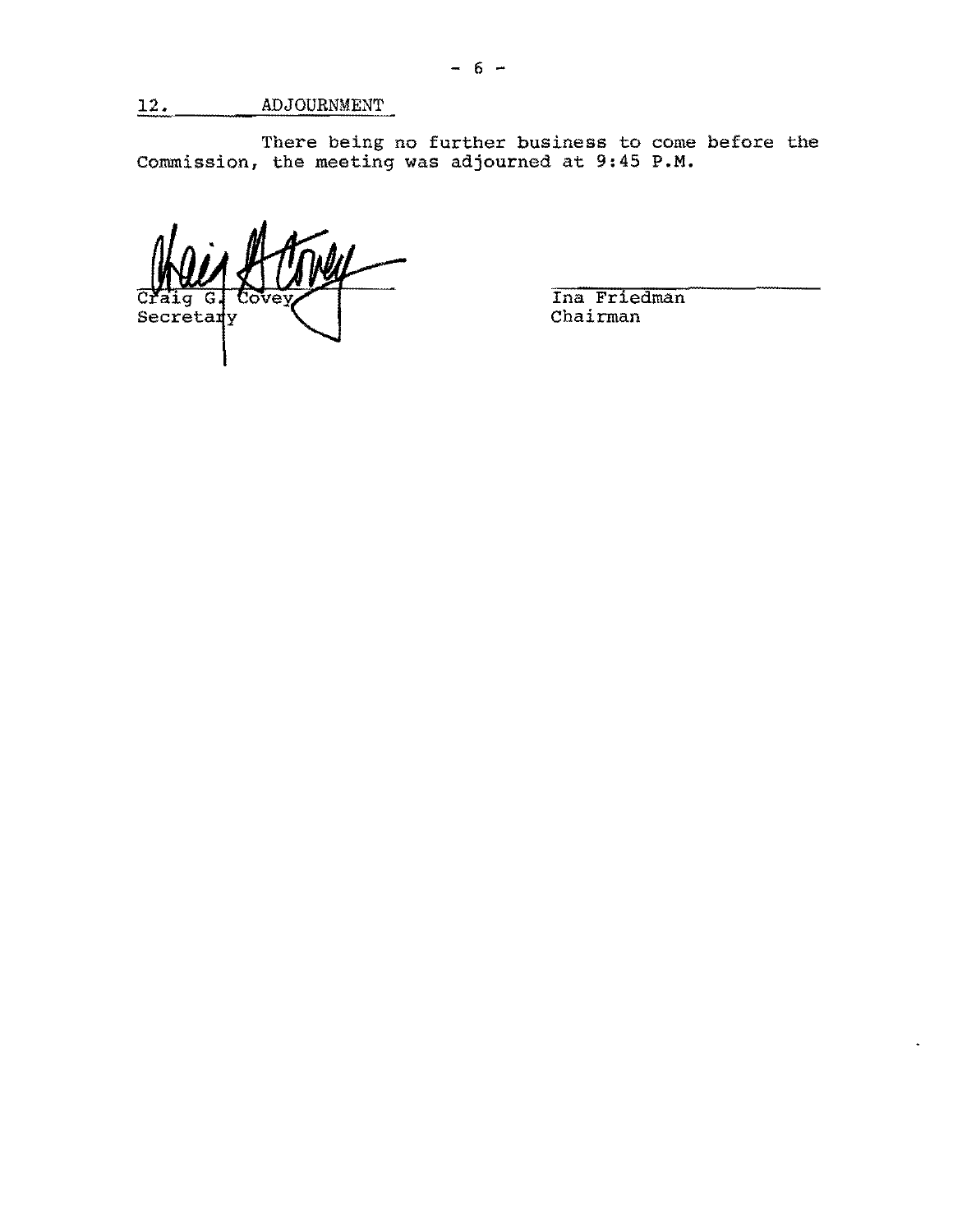## 12. ADJOURNMENT

There being no further business to come before the Commission, the meeting was adjourned at 9:45 P.M.

Craig G. Covey
Secretary

Ina Friedman
Chairman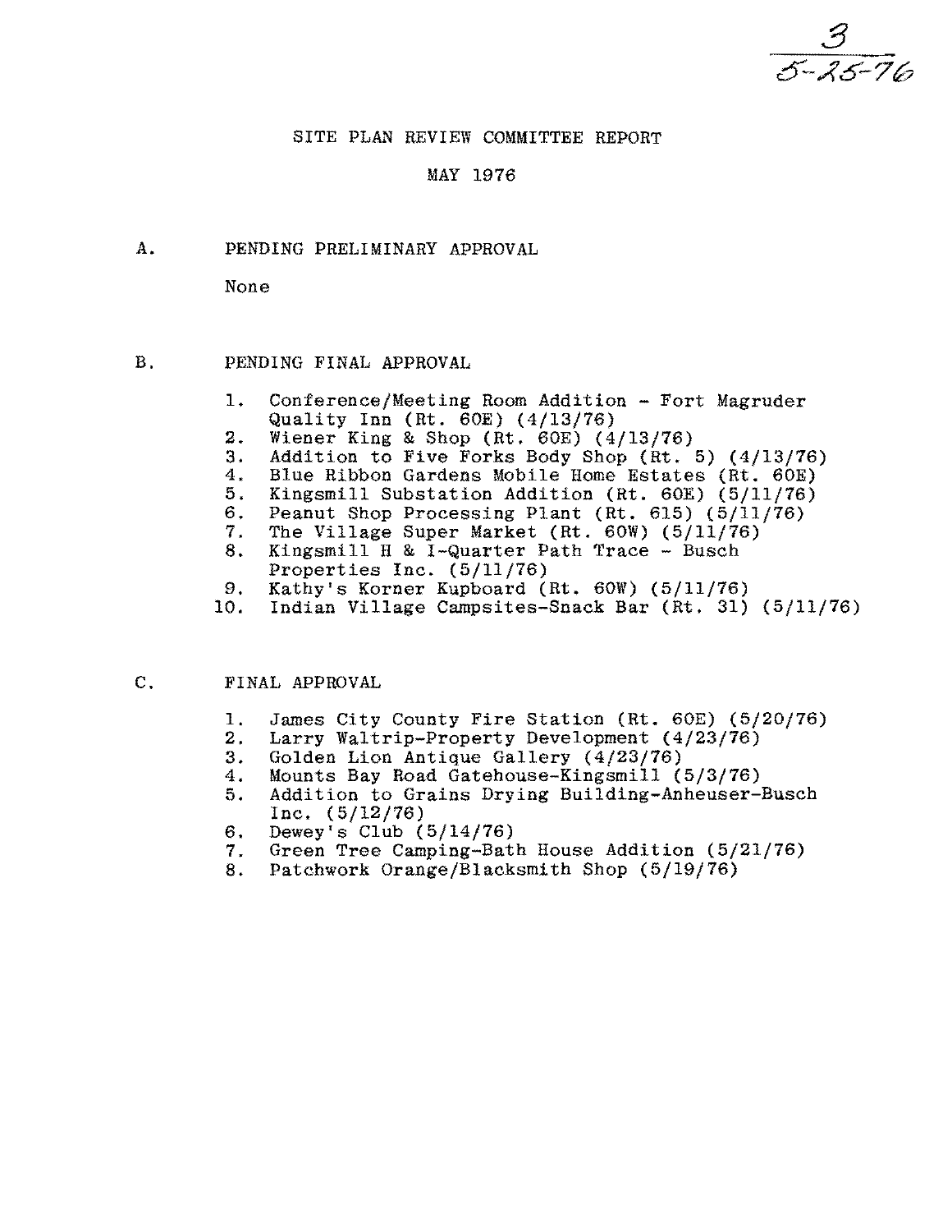3
5-25-76

# SITE PLAN REVIEW COMMITTEE REPORT

## MAY 1976

A. PENDING PRELIMINARY APPROVAL

None

B. PENDING FINAL APPROVAL

1. Conference/Meeting Room Addition - Fort Magruder Quality Inn (Rt. 60E) (4/13/76)
2. Wiener King & Shop (Rt. 60E) (4/13/76)
3. Addition to Five Forks Body Shop (Rt. 5) (4/13/76)
4. Blue Ribbon Gardens Mobile Home Estates (Rt. 60E)
5. Kingsmill Substation Addition (Rt. 60E) (5/11/76)
6. Peanut Shop Processing Plant (Rt. 615) (5/11/76)
7. The Village Super Market (Rt. 60W) (5/11/76)
8. Kingsmill H & I-Quarter Path Trace - Busch Properties Inc. (5/11/76)
9. Kathy's Korner Kupboard (Rt. 60W) (5/11/76)
10. Indian Village Campsites-Snack Bar (Rt. 31) (5/11/76)

C. FINAL APPROVAL

1. James City County Fire Station (Rt. 60E) (5/20/76)
2. Larry Waltrip-Property Development (4/23/76)
3. Golden Lion Antique Gallery (4/23/76)
4. Mounts Bay Road Gatehouse-Kingsmill (5/3/76)
5. Addition to Grains Drying Building-Anheuser-Busch Inc. (5/12/76)
6. Dewey's Club (5/14/76)
7. Green Tree Camping-Bath House Addition (5/21/76)
8. Patchwork Orange/Blacksmith Shop (5/19/76)